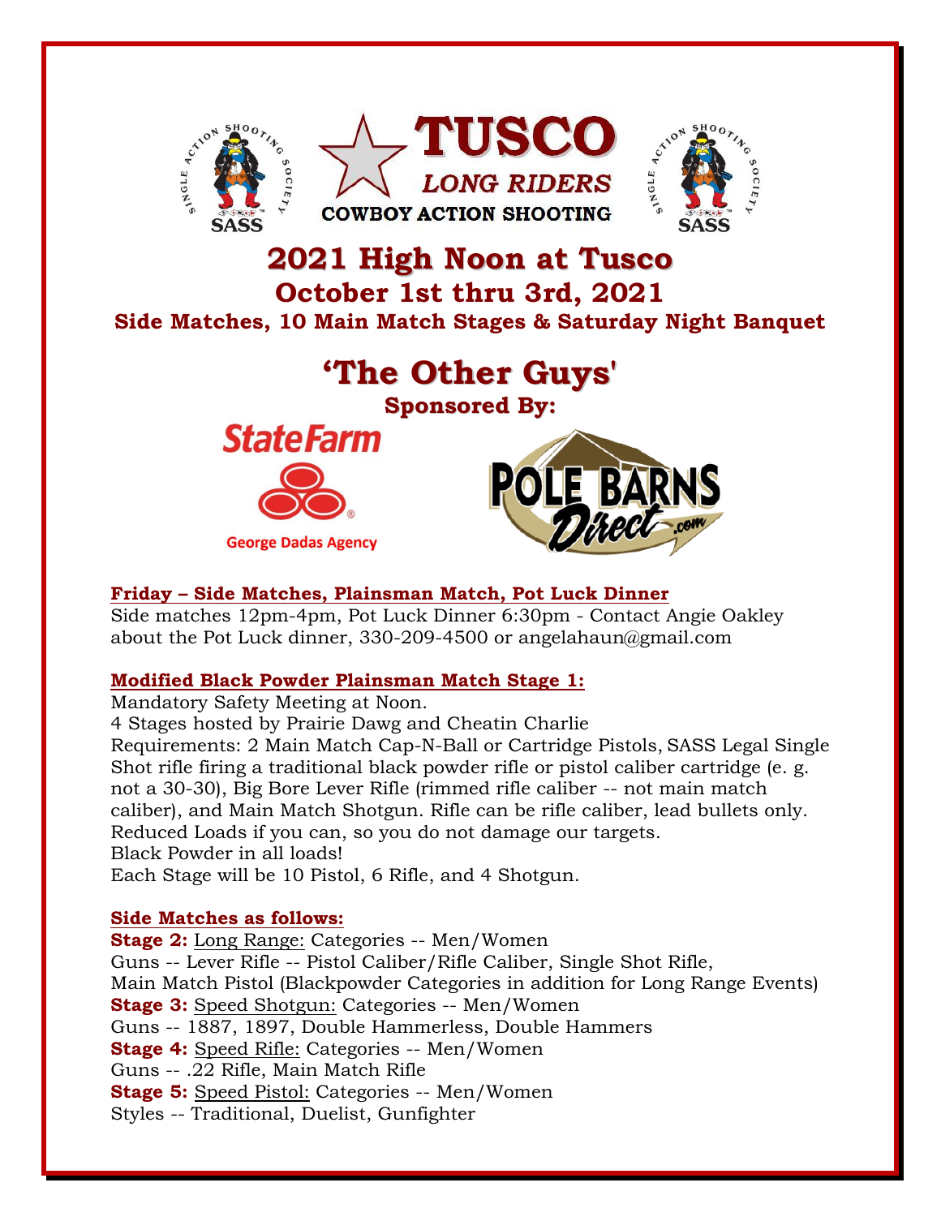**TUSCO**
*LONG RIDERS*
**COWBOY ACTION SHOOTING**

# 2021 High Noon at Tusco

## October 1st thru 3rd, 2021

### Side Matches, 10 Main Match Stages & Saturday Night Banquet

## 'The Other Guys'

**Sponsored By:**

State Farm
George Dadas Agency

POLE BARNS Direct.com

**Friday – Side Matches, Plainsman Match, Pot Luck Dinner**

Side matches 12pm-4pm, Pot Luck Dinner 6:30pm - Contact Angie Oakley about the Pot Luck dinner, 330-209-4500 or angelahaun@gmail.com

**Modified Black Powder Plainsman Match Stage 1:**

Mandatory Safety Meeting at Noon.
4 Stages hosted by Prairie Dawg and Cheatin Charlie
Requirements: 2 Main Match Cap-N-Ball or Cartridge Pistols, SASS Legal Single Shot rifle firing a traditional black powder rifle or pistol caliber cartridge (e. g. not a 30-30), Big Bore Lever Rifle (rimmed rifle caliber -- not main match caliber), and Main Match Shotgun. Rifle can be rifle caliber, lead bullets only. Reduced Loads if you can, so you do not damage our targets.
Black Powder in all loads!
Each Stage will be 10 Pistol, 6 Rifle, and 4 Shotgun.

**Side Matches as follows:**

**Stage 2:** Long Range: Categories -- Men/Women
Guns -- Lever Rifle -- Pistol Caliber/Rifle Caliber, Single Shot Rifle, Main Match Pistol (Blackpowder Categories in addition for Long Range Events)
**Stage 3:** Speed Shotgun: Categories -- Men/Women
Guns -- 1887, 1897, Double Hammerless, Double Hammers
**Stage 4:** Speed Rifle: Categories -- Men/Women
Guns -- .22 Rifle, Main Match Rifle
**Stage 5:** Speed Pistol: Categories -- Men/Women
Styles -- Traditional, Duelist, Gunfighter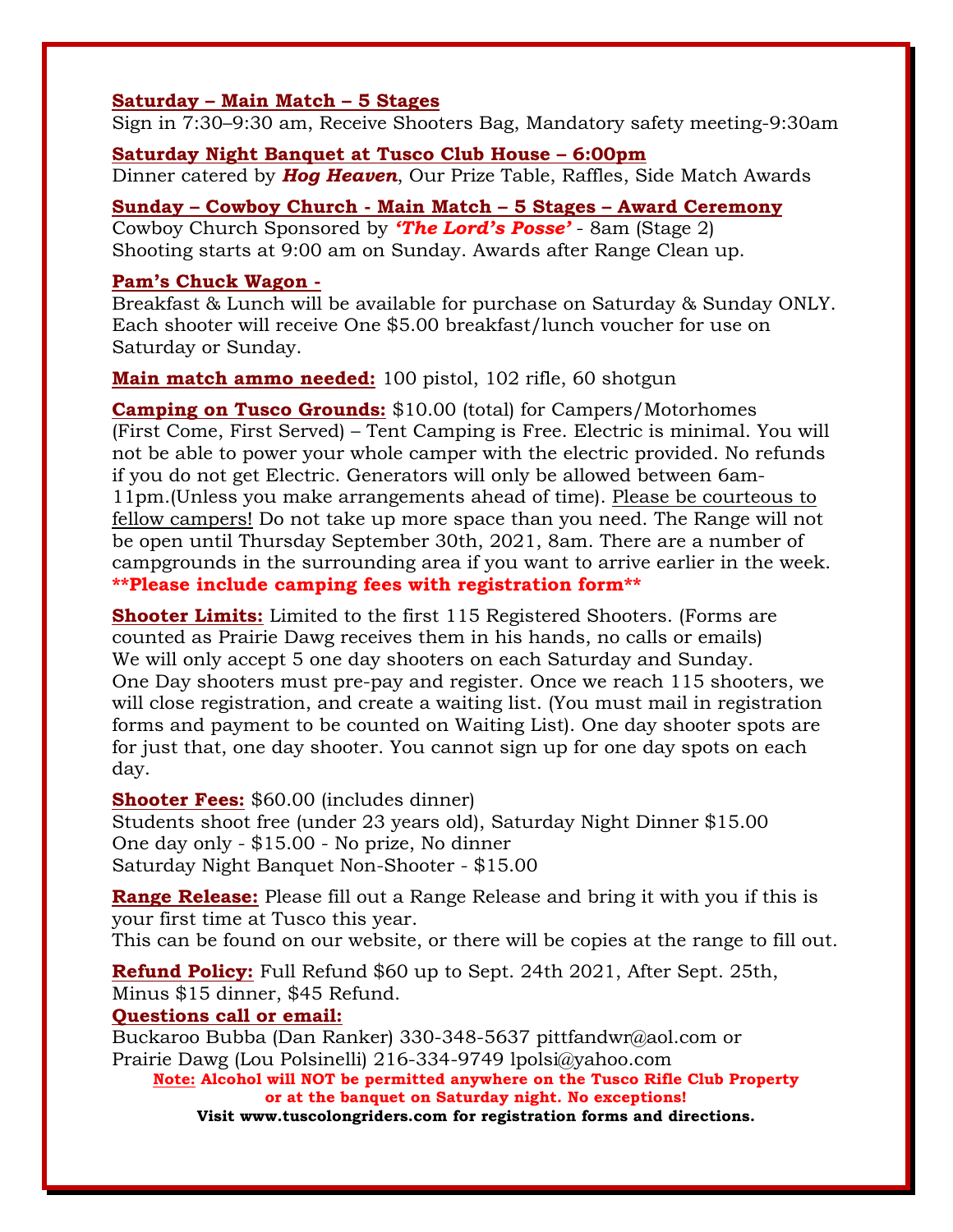**Saturday – Main Match – 5 Stages**
Sign in 7:30–9:30 am, Receive Shooters Bag, Mandatory safety meeting-9:30am

**Saturday Night Banquet at Tusco Club House – 6:00pm**
Dinner catered by ***Hog Heaven***, Our Prize Table, Raffles, Side Match Awards

**Sunday – Cowboy Church - Main Match – 5 Stages – Award Ceremony**
Cowboy Church Sponsored by ***'The Lord's Posse'*** - 8am (Stage 2)
Shooting starts at 9:00 am on Sunday. Awards after Range Clean up.

**Pam's Chuck Wagon -**
Breakfast & Lunch will be available for purchase on Saturday & Sunday ONLY. Each shooter will receive One $5.00 breakfast/lunch voucher for use on Saturday or Sunday.

**Main match ammo needed:** 100 pistol, 102 rifle, 60 shotgun

**Camping on Tusco Grounds:** $10.00 (total) for Campers/Motorhomes (First Come, First Served) – Tent Camping is Free. Electric is minimal. You will not be able to power your whole camper with the electric provided. No refunds if you do not get Electric. Generators will only be allowed between 6am-11pm.(Unless you make arrangements ahead of time). Please be courteous to fellow campers! Do not take up more space than you need. The Range will not be open until Thursday September 30th, 2021, 8am. There are a number of campgrounds in the surrounding area if you want to arrive earlier in the week.
**\*\*Please include camping fees with registration form\*\***

**Shooter Limits:** Limited to the first 115 Registered Shooters. (Forms are counted as Prairie Dawg receives them in his hands, no calls or emails) We will only accept 5 one day shooters on each Saturday and Sunday. One Day shooters must pre-pay and register. Once we reach 115 shooters, we will close registration, and create a waiting list. (You must mail in registration forms and payment to be counted on Waiting List). One day shooter spots are for just that, one day shooter. You cannot sign up for one day spots on each day.

**Shooter Fees:** $60.00 (includes dinner)
Students shoot free (under 23 years old), Saturday Night Dinner $15.00
One day only - $15.00 - No prize, No dinner
Saturday Night Banquet Non-Shooter - $15.00

**Range Release:** Please fill out a Range Release and bring it with you if this is your first time at Tusco this year.
This can be found on our website, or there will be copies at the range to fill out.

**Refund Policy:** Full Refund $60 up to Sept. 24th 2021, After Sept. 25th, Minus $15 dinner, $45 Refund.

**Questions call or email:**
Buckaroo Bubba (Dan Ranker) 330-348-5637 pittfandwr@aol.com or
Prairie Dawg (Lou Polsinelli) 216-334-9749 lpolsi@yahoo.com

**Note: Alcohol will NOT be permitted anywhere on the Tusco Rifle Club Property or at the banquet on Saturday night. No exceptions!**

**Visit www.tuscolongriders.com for registration forms and directions.**